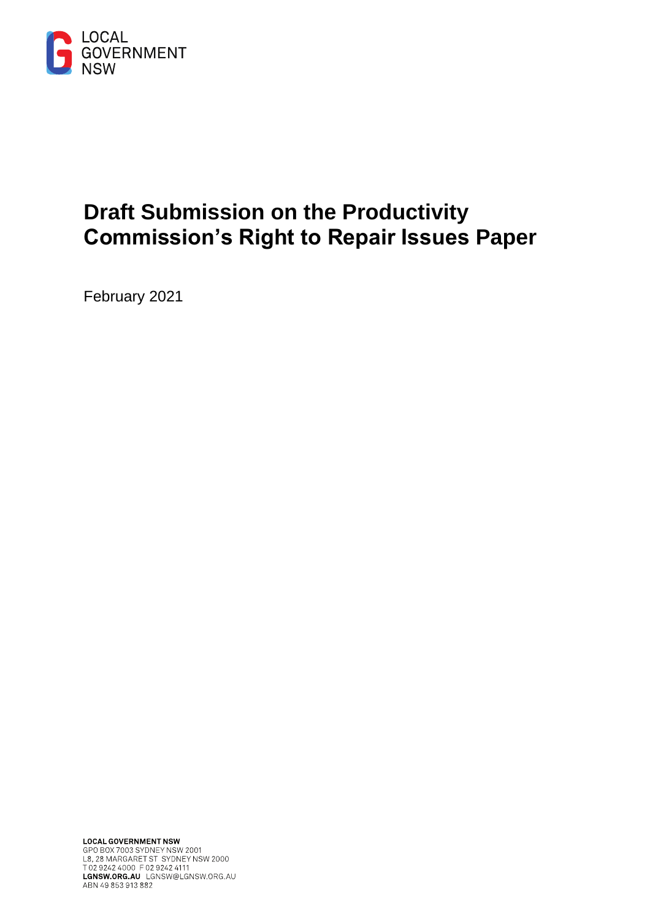LOCAL GOVERNMENT NSW

# Draft Submission on the Productivity Commission's Right to Repair Issues Paper

February 2021

**LOCAL GOVERNMENT NSW**
GPO BOX 7003 SYDNEY NSW 2001
L8, 28 MARGARET ST SYDNEY NSW 2000
T 02 9242 4000 F 02 9242 4111
**LGNSW.ORG.AU** LGNSW@LGNSW.ORG.AU
ABN 49 853 913 882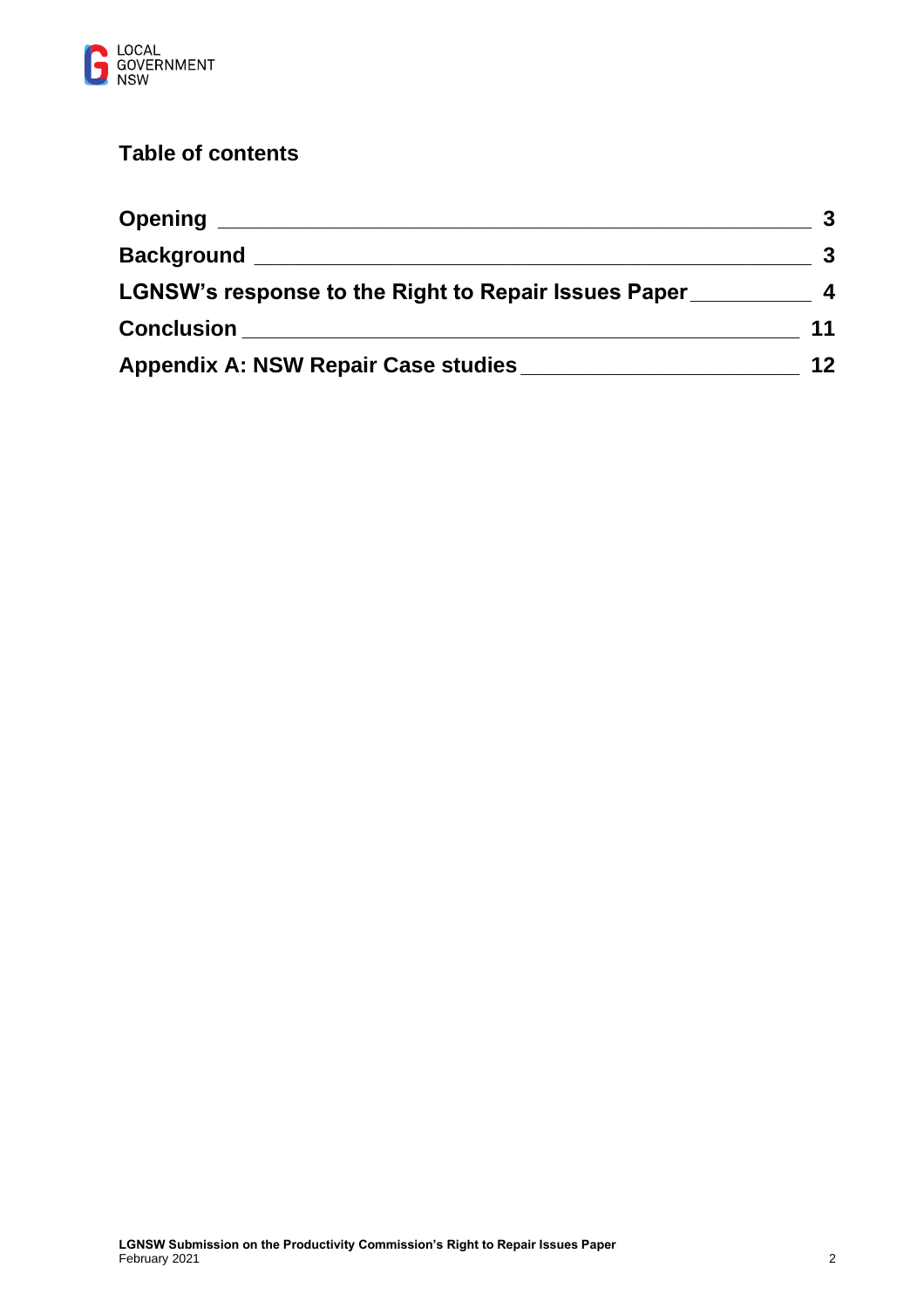## Table of contents

| | |
|---|---|
| **Opening** | **3** |
| **Background** | **3** |
| **LGNSW's response to the Right to Repair Issues Paper** | **4** |
| **Conclusion** | **11** |
| **Appendix A: NSW Repair Case studies** | **12** |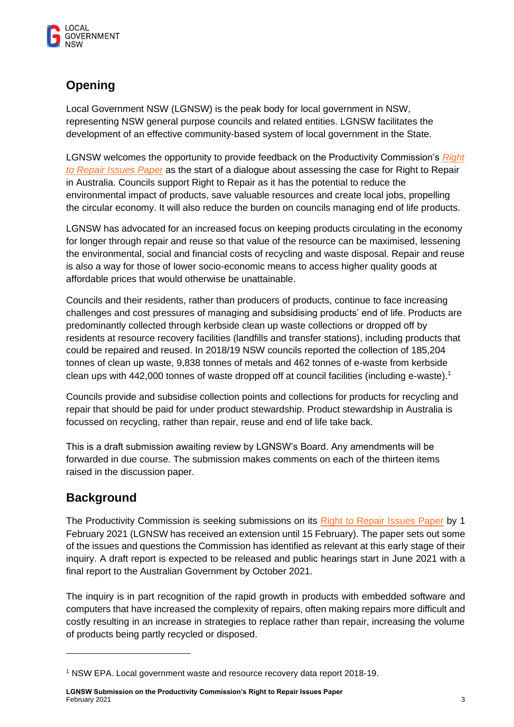## Opening

Local Government NSW (LGNSW) is the peak body for local government in NSW, representing NSW general purpose councils and related entities. LGNSW facilitates the development of an effective community-based system of local government in the State.

LGNSW welcomes the opportunity to provide feedback on the Productivity Commission's *Right to Repair Issues Paper* as the start of a dialogue about assessing the case for Right to Repair in Australia. Councils support Right to Repair as it has the potential to reduce the environmental impact of products, save valuable resources and create local jobs, propelling the circular economy. It will also reduce the burden on councils managing end of life products.

LGNSW has advocated for an increased focus on keeping products circulating in the economy for longer through repair and reuse so that value of the resource can be maximised, lessening the environmental, social and financial costs of recycling and waste disposal. Repair and reuse is also a way for those of lower socio-economic means to access higher quality goods at affordable prices that would otherwise be unattainable.

Councils and their residents, rather than producers of products, continue to face increasing challenges and cost pressures of managing and subsidising products' end of life. Products are predominantly collected through kerbside clean up waste collections or dropped off by residents at resource recovery facilities (landfills and transfer stations), including products that could be repaired and reused. In 2018/19 NSW councils reported the collection of 185,204 tonnes of clean up waste, 9,838 tonnes of metals and 462 tonnes of e-waste from kerbside clean ups with 442,000 tonnes of waste dropped off at council facilities (including e-waste).[1]

Councils provide and subsidise collection points and collections for products for recycling and repair that should be paid for under product stewardship. Product stewardship in Australia is focussed on recycling, rather than repair, reuse and end of life take back.

This is a draft submission awaiting review by LGNSW's Board. Any amendments will be forwarded in due course. The submission makes comments on each of the thirteen items raised in the discussion paper.

## Background

The Productivity Commission is seeking submissions on its Right to Repair Issues Paper by 1 February 2021 (LGNSW has received an extension until 15 February). The paper sets out some of the issues and questions the Commission has identified as relevant at this early stage of their inquiry. A draft report is expected to be released and public hearings start in June 2021 with a final report to the Australian Government by October 2021.

The inquiry is in part recognition of the rapid growth in products with embedded software and computers that have increased the complexity of repairs, often making repairs more difficult and costly resulting in an increase in strategies to replace rather than repair, increasing the volume of products being partly recycled or disposed.

---

[1] NSW EPA. Local government waste and resource recovery data report 2018-19.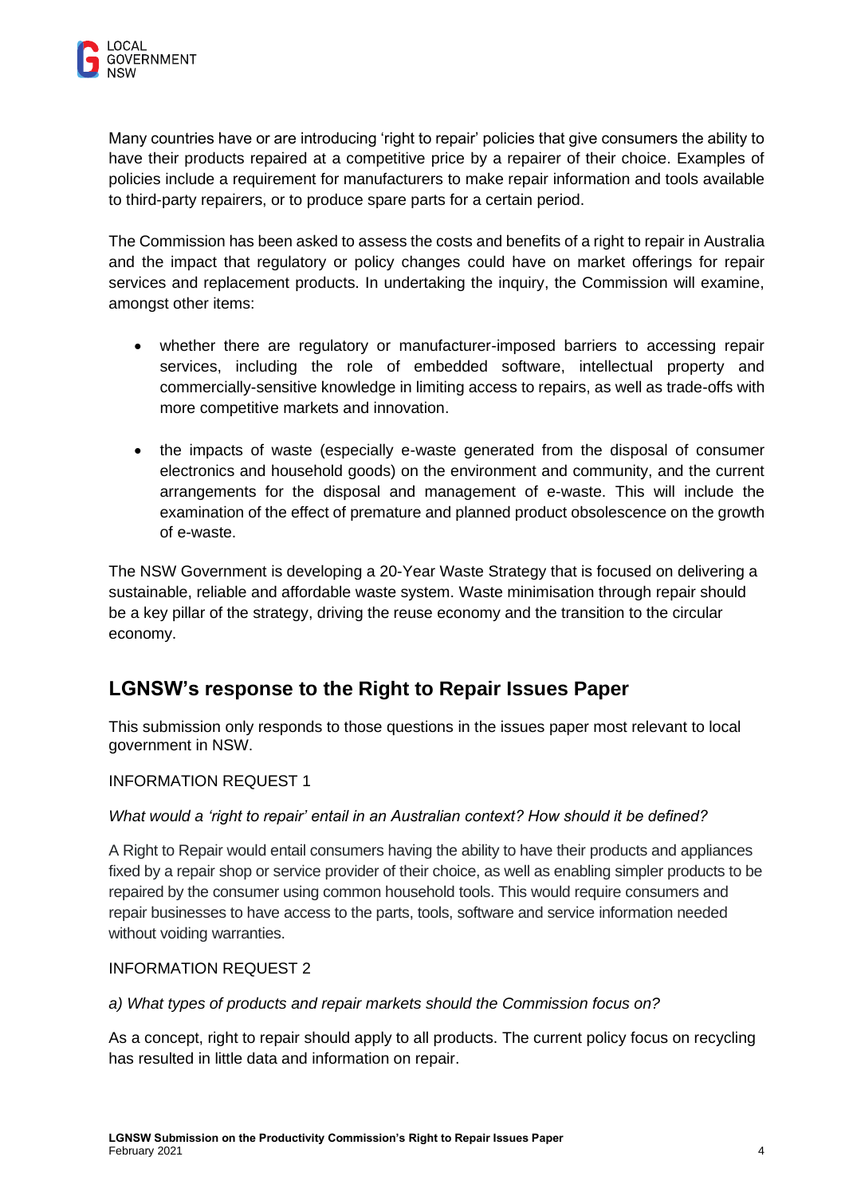Many countries have or are introducing 'right to repair' policies that give consumers the ability to have their products repaired at a competitive price by a repairer of their choice. Examples of policies include a requirement for manufacturers to make repair information and tools available to third-party repairers, or to produce spare parts for a certain period.

The Commission has been asked to assess the costs and benefits of a right to repair in Australia and the impact that regulatory or policy changes could have on market offerings for repair services and replacement products. In undertaking the inquiry, the Commission will examine, amongst other items:

- whether there are regulatory or manufacturer-imposed barriers to accessing repair services, including the role of embedded software, intellectual property and commercially-sensitive knowledge in limiting access to repairs, as well as trade-offs with more competitive markets and innovation.
- the impacts of waste (especially e-waste generated from the disposal of consumer electronics and household goods) on the environment and community, and the current arrangements for the disposal and management of e-waste. This will include the examination of the effect of premature and planned product obsolescence on the growth of e-waste.

The NSW Government is developing a 20-Year Waste Strategy that is focused on delivering a sustainable, reliable and affordable waste system. Waste minimisation through repair should be a key pillar of the strategy, driving the reuse economy and the transition to the circular economy.

## LGNSW's response to the Right to Repair Issues Paper

This submission only responds to those questions in the issues paper most relevant to local government in NSW.

INFORMATION REQUEST 1

*What would a 'right to repair' entail in an Australian context? How should it be defined?*

A Right to Repair would entail consumers having the ability to have their products and appliances fixed by a repair shop or service provider of their choice, as well as enabling simpler products to be repaired by the consumer using common household tools. This would require consumers and repair businesses to have access to the parts, tools, software and service information needed without voiding warranties.

INFORMATION REQUEST 2

*a) What types of products and repair markets should the Commission focus on?*

As a concept, right to repair should apply to all products. The current policy focus on recycling has resulted in little data and information on repair.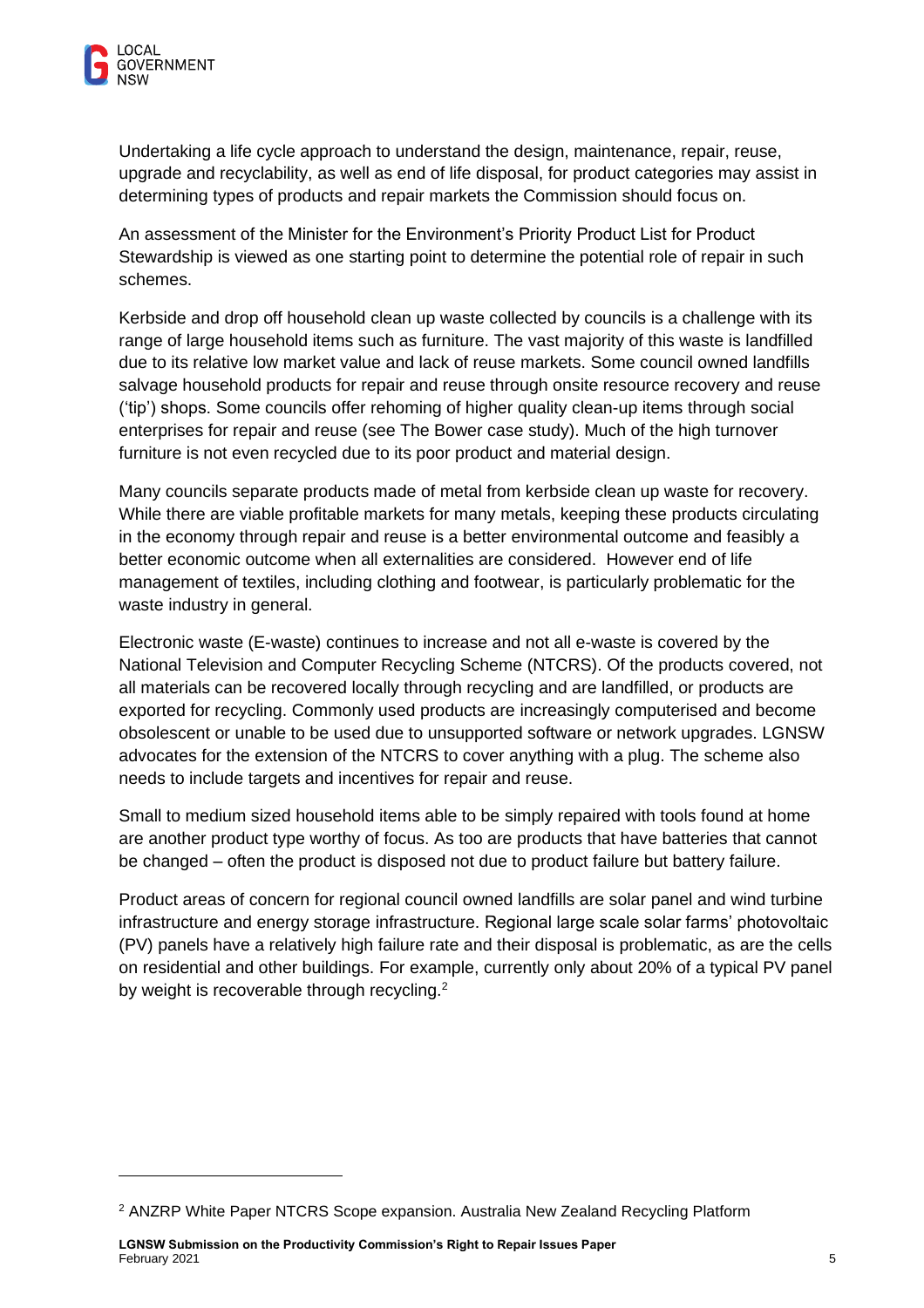Undertaking a life cycle approach to understand the design, maintenance, repair, reuse, upgrade and recyclability, as well as end of life disposal, for product categories may assist in determining types of products and repair markets the Commission should focus on.

An assessment of the Minister for the Environment's Priority Product List for Product Stewardship is viewed as one starting point to determine the potential role of repair in such schemes.

Kerbside and drop off household clean up waste collected by councils is a challenge with its range of large household items such as furniture. The vast majority of this waste is landfilled due to its relative low market value and lack of reuse markets. Some council owned landfills salvage household products for repair and reuse through onsite resource recovery and reuse ('tip') shops. Some councils offer rehoming of higher quality clean-up items through social enterprises for repair and reuse (see The Bower case study). Much of the high turnover furniture is not even recycled due to its poor product and material design.

Many councils separate products made of metal from kerbside clean up waste for recovery. While there are viable profitable markets for many metals, keeping these products circulating in the economy through repair and reuse is a better environmental outcome and feasibly a better economic outcome when all externalities are considered. However end of life management of textiles, including clothing and footwear, is particularly problematic for the waste industry in general.

Electronic waste (E-waste) continues to increase and not all e-waste is covered by the National Television and Computer Recycling Scheme (NTCRS). Of the products covered, not all materials can be recovered locally through recycling and are landfilled, or products are exported for recycling. Commonly used products are increasingly computerised and become obsolescent or unable to be used due to unsupported software or network upgrades. LGNSW advocates for the extension of the NTCRS to cover anything with a plug. The scheme also needs to include targets and incentives for repair and reuse.

Small to medium sized household items able to be simply repaired with tools found at home are another product type worthy of focus. As too are products that have batteries that cannot be changed – often the product is disposed not due to product failure but battery failure.

Product areas of concern for regional council owned landfills are solar panel and wind turbine infrastructure and energy storage infrastructure. Regional large scale solar farms' photovoltaic (PV) panels have a relatively high failure rate and their disposal is problematic, as are the cells on residential and other buildings. For example, currently only about 20% of a typical PV panel by weight is recoverable through recycling.[2]

---

[2] ANZRP White Paper NTCRS Scope expansion. Australia New Zealand Recycling Platform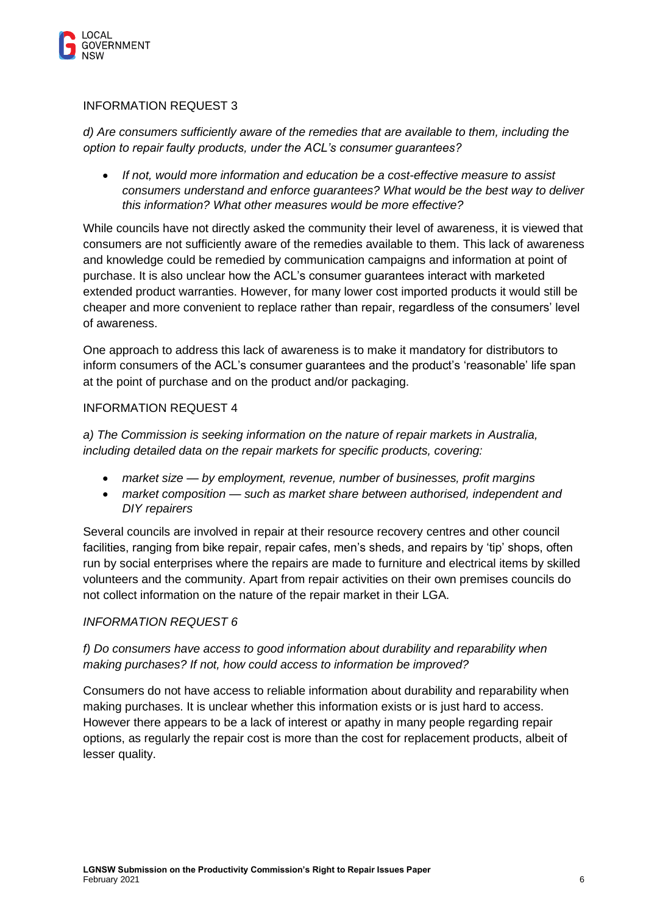INFORMATION REQUEST 3

*d) Are consumers sufficiently aware of the remedies that are available to them, including the option to repair faulty products, under the ACL's consumer guarantees?*

- *If not, would more information and education be a cost-effective measure to assist consumers understand and enforce guarantees? What would be the best way to deliver this information? What other measures would be more effective?*

While councils have not directly asked the community their level of awareness, it is viewed that consumers are not sufficiently aware of the remedies available to them. This lack of awareness and knowledge could be remedied by communication campaigns and information at point of purchase. It is also unclear how the ACL's consumer guarantees interact with marketed extended product warranties. However, for many lower cost imported products it would still be cheaper and more convenient to replace rather than repair, regardless of the consumers' level of awareness.

One approach to address this lack of awareness is to make it mandatory for distributors to inform consumers of the ACL's consumer guarantees and the product's 'reasonable' life span at the point of purchase and on the product and/or packaging.

INFORMATION REQUEST 4

*a) The Commission is seeking information on the nature of repair markets in Australia, including detailed data on the repair markets for specific products, covering:*

- *market size — by employment, revenue, number of businesses, profit margins*
- *market composition — such as market share between authorised, independent and DIY repairers*

Several councils are involved in repair at their resource recovery centres and other council facilities, ranging from bike repair, repair cafes, men's sheds, and repairs by 'tip' shops, often run by social enterprises where the repairs are made to furniture and electrical items by skilled volunteers and the community. Apart from repair activities on their own premises councils do not collect information on the nature of the repair market in their LGA.

*INFORMATION REQUEST 6*

*f) Do consumers have access to good information about durability and reparability when making purchases? If not, how could access to information be improved?*

Consumers do not have access to reliable information about durability and reparability when making purchases. It is unclear whether this information exists or is just hard to access. However there appears to be a lack of interest or apathy in many people regarding repair options, as regularly the repair cost is more than the cost for replacement products, albeit of lesser quality.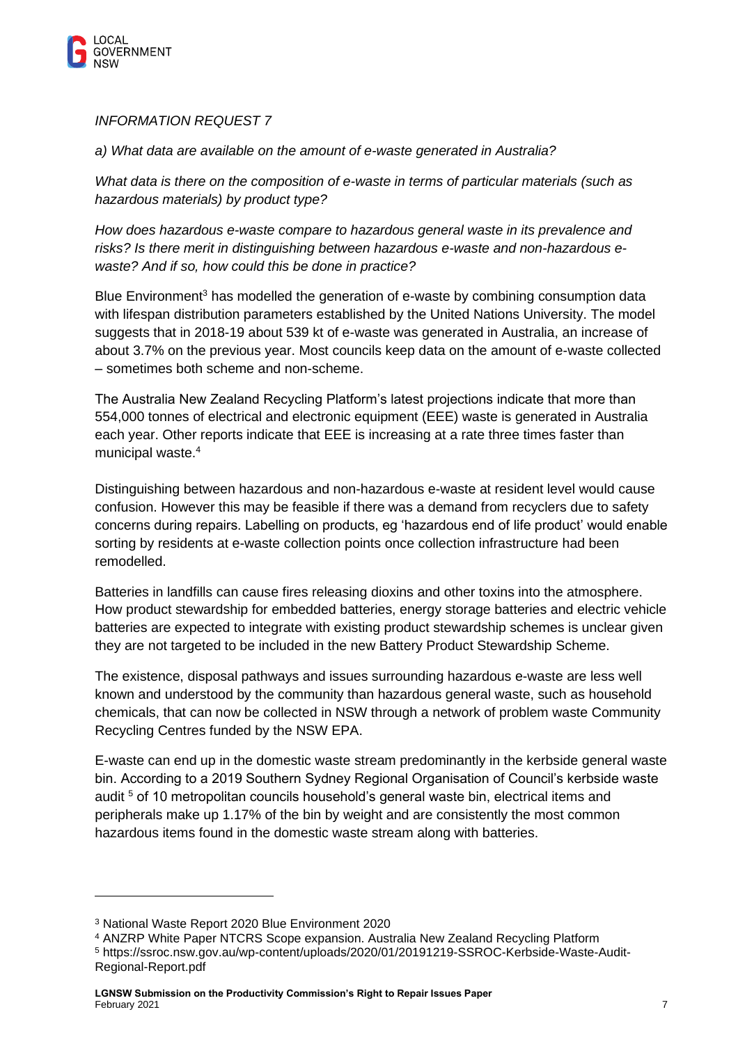*INFORMATION REQUEST 7*

*a) What data are available on the amount of e-waste generated in Australia?*

*What data is there on the composition of e-waste in terms of particular materials (such as hazardous materials) by product type?*

*How does hazardous e-waste compare to hazardous general waste in its prevalence and risks? Is there merit in distinguishing between hazardous e-waste and non-hazardous e-waste? And if so, how could this be done in practice?*

Blue Environment[3] has modelled the generation of e-waste by combining consumption data with lifespan distribution parameters established by the United Nations University. The model suggests that in 2018-19 about 539 kt of e-waste was generated in Australia, an increase of about 3.7% on the previous year. Most councils keep data on the amount of e-waste collected – sometimes both scheme and non-scheme.

The Australia New Zealand Recycling Platform's latest projections indicate that more than 554,000 tonnes of electrical and electronic equipment (EEE) waste is generated in Australia each year. Other reports indicate that EEE is increasing at a rate three times faster than municipal waste.[4]

Distinguishing between hazardous and non-hazardous e-waste at resident level would cause confusion. However this may be feasible if there was a demand from recyclers due to safety concerns during repairs. Labelling on products, eg 'hazardous end of life product' would enable sorting by residents at e-waste collection points once collection infrastructure had been remodelled.

Batteries in landfills can cause fires releasing dioxins and other toxins into the atmosphere. How product stewardship for embedded batteries, energy storage batteries and electric vehicle batteries are expected to integrate with existing product stewardship schemes is unclear given they are not targeted to be included in the new Battery Product Stewardship Scheme.

The existence, disposal pathways and issues surrounding hazardous e-waste are less well known and understood by the community than hazardous general waste, such as household chemicals, that can now be collected in NSW through a network of problem waste Community Recycling Centres funded by the NSW EPA.

E-waste can end up in the domestic waste stream predominantly in the kerbside general waste bin. According to a 2019 Southern Sydney Regional Organisation of Council's kerbside waste audit [5] of 10 metropolitan councils household's general waste bin, electrical items and peripherals make up 1.17% of the bin by weight and are consistently the most common hazardous items found in the domestic waste stream along with batteries.

---

[3] National Waste Report 2020 Blue Environment 2020

[4] ANZRP White Paper NTCRS Scope expansion. Australia New Zealand Recycling Platform

[5] https://ssroc.nsw.gov.au/wp-content/uploads/2020/01/20191219-SSROC-Kerbside-Waste-Audit-Regional-Report.pdf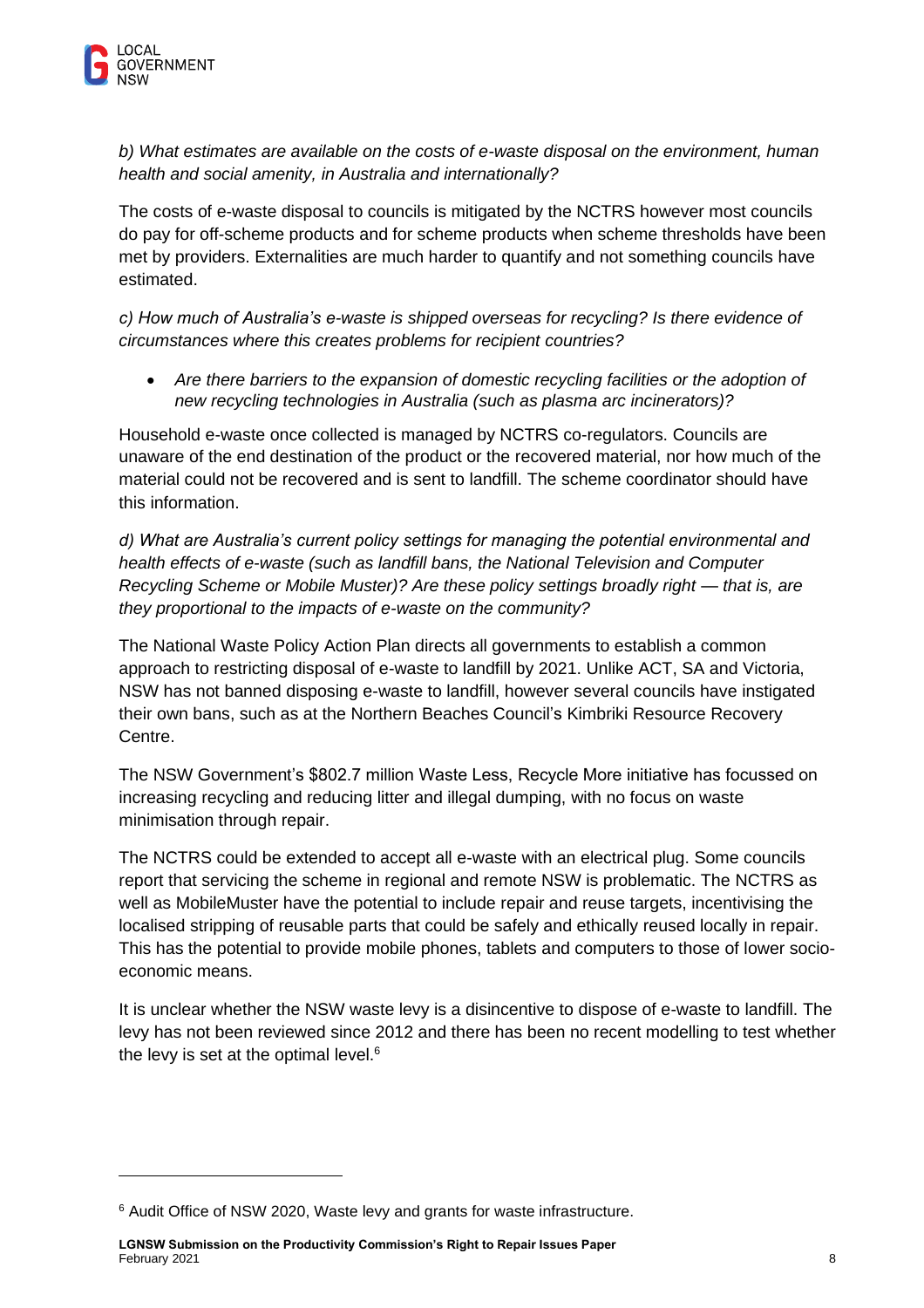*b) What estimates are available on the costs of e-waste disposal on the environment, human health and social amenity, in Australia and internationally?*

The costs of e-waste disposal to councils is mitigated by the NCTRS however most councils do pay for off-scheme products and for scheme products when scheme thresholds have been met by providers. Externalities are much harder to quantify and not something councils have estimated.

*c) How much of Australia's e-waste is shipped overseas for recycling? Is there evidence of circumstances where this creates problems for recipient countries?*

- *Are there barriers to the expansion of domestic recycling facilities or the adoption of new recycling technologies in Australia (such as plasma arc incinerators)?*

Household e-waste once collected is managed by NCTRS co-regulators. Councils are unaware of the end destination of the product or the recovered material, nor how much of the material could not be recovered and is sent to landfill. The scheme coordinator should have this information.

*d) What are Australia's current policy settings for managing the potential environmental and health effects of e-waste (such as landfill bans, the National Television and Computer Recycling Scheme or Mobile Muster)? Are these policy settings broadly right — that is, are they proportional to the impacts of e-waste on the community?*

The National Waste Policy Action Plan directs all governments to establish a common approach to restricting disposal of e-waste to landfill by 2021. Unlike ACT, SA and Victoria, NSW has not banned disposing e-waste to landfill, however several councils have instigated their own bans, such as at the Northern Beaches Council's Kimbriki Resource Recovery Centre.

The NSW Government's $802.7 million Waste Less, Recycle More initiative has focussed on increasing recycling and reducing litter and illegal dumping, with no focus on waste minimisation through repair.

The NCTRS could be extended to accept all e-waste with an electrical plug. Some councils report that servicing the scheme in regional and remote NSW is problematic. The NCTRS as well as MobileMuster have the potential to include repair and reuse targets, incentivising the localised stripping of reusable parts that could be safely and ethically reused locally in repair. This has the potential to provide mobile phones, tablets and computers to those of lower socio-economic means.

It is unclear whether the NSW waste levy is a disincentive to dispose of e-waste to landfill. The levy has not been reviewed since 2012 and there has been no recent modelling to test whether the levy is set at the optimal level.[6]

[6] Audit Office of NSW 2020, Waste levy and grants for waste infrastructure.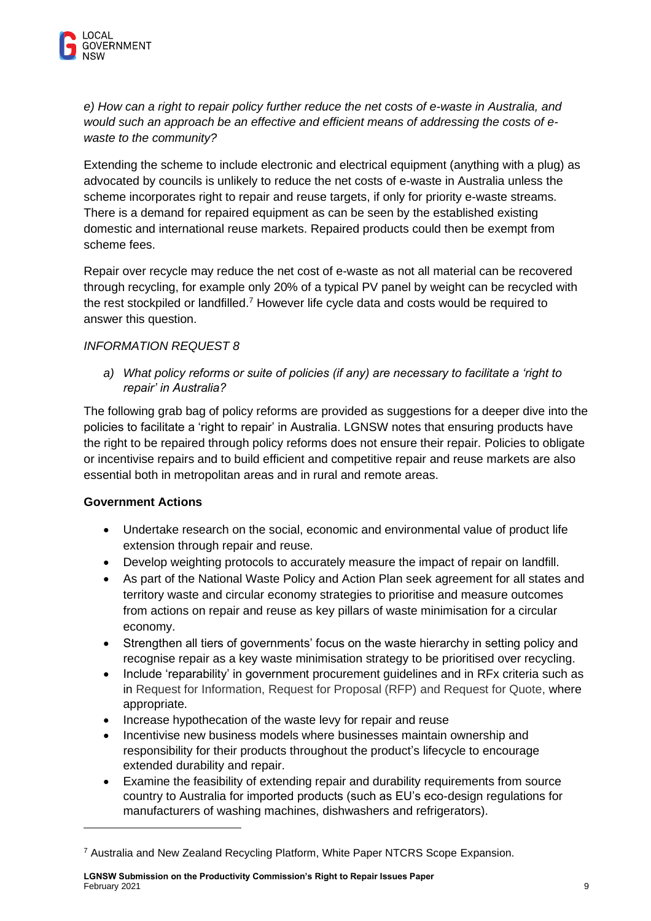*e) How can a right to repair policy further reduce the net costs of e-waste in Australia, and would such an approach be an effective and efficient means of addressing the costs of e-waste to the community?*

Extending the scheme to include electronic and electrical equipment (anything with a plug) as advocated by councils is unlikely to reduce the net costs of e-waste in Australia unless the scheme incorporates right to repair and reuse targets, if only for priority e-waste streams. There is a demand for repaired equipment as can be seen by the established existing domestic and international reuse markets. Repaired products could then be exempt from scheme fees.

Repair over recycle may reduce the net cost of e-waste as not all material can be recovered through recycling, for example only 20% of a typical PV panel by weight can be recycled with the rest stockpiled or landfilled.[7] However life cycle data and costs would be required to answer this question.

*INFORMATION REQUEST 8*

a) *What policy reforms or suite of policies (if any) are necessary to facilitate a 'right to repair' in Australia?*

The following grab bag of policy reforms are provided as suggestions for a deeper dive into the policies to facilitate a 'right to repair' in Australia. LGNSW notes that ensuring products have the right to be repaired through policy reforms does not ensure their repair. Policies to obligate or incentivise repairs and to build efficient and competitive repair and reuse markets are also essential both in metropolitan areas and in rural and remote areas.

**Government Actions**

- Undertake research on the social, economic and environmental value of product life extension through repair and reuse.
- Develop weighting protocols to accurately measure the impact of repair on landfill.
- As part of the National Waste Policy and Action Plan seek agreement for all states and territory waste and circular economy strategies to prioritise and measure outcomes from actions on repair and reuse as key pillars of waste minimisation for a circular economy.
- Strengthen all tiers of governments' focus on the waste hierarchy in setting policy and recognise repair as a key waste minimisation strategy to be prioritised over recycling.
- Include 'reparability' in government procurement guidelines and in RFx criteria such as in Request for Information, Request for Proposal (RFP) and Request for Quote, where appropriate.
- Increase hypothecation of the waste levy for repair and reuse
- Incentivise new business models where businesses maintain ownership and responsibility for their products throughout the product's lifecycle to encourage extended durability and repair.
- Examine the feasibility of extending repair and durability requirements from source country to Australia for imported products (such as EU's eco-design regulations for manufacturers of washing machines, dishwashers and refrigerators).

---

[7] Australia and New Zealand Recycling Platform, White Paper NTCRS Scope Expansion.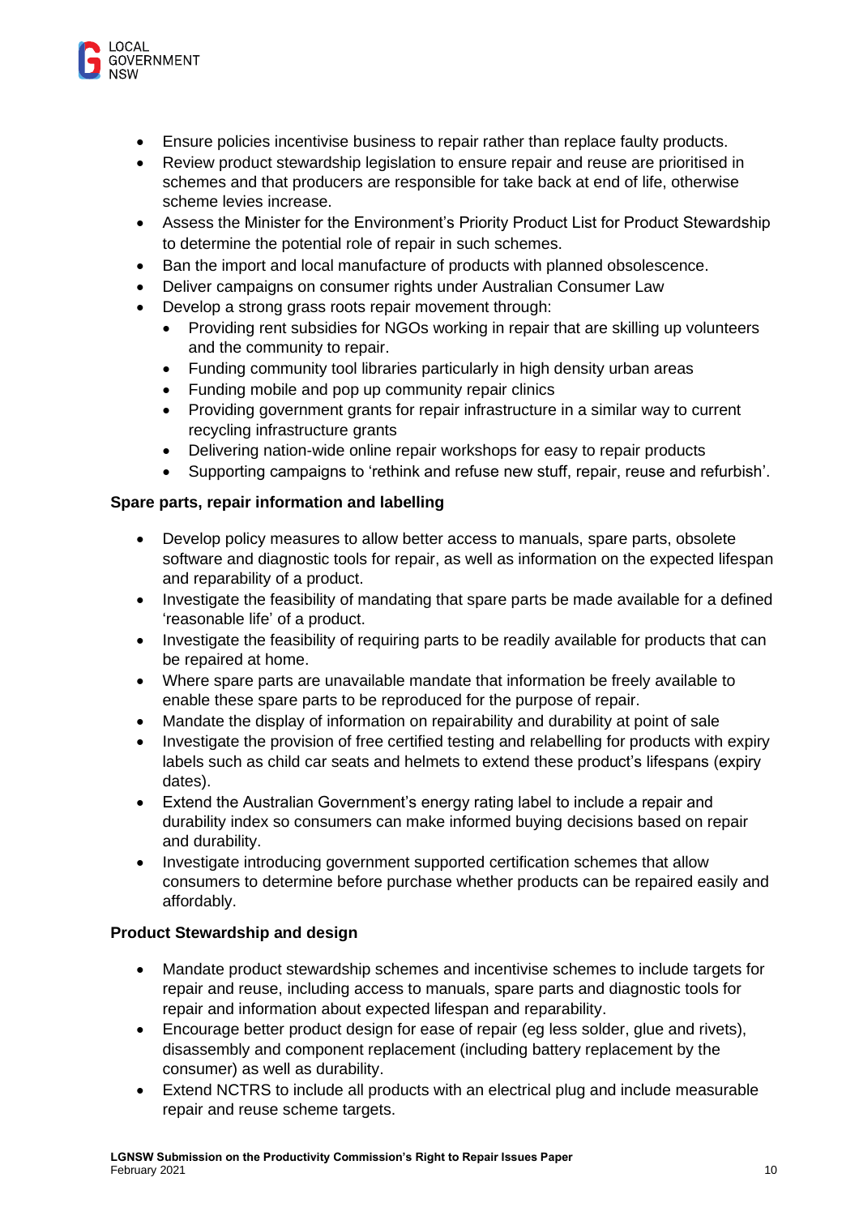- Ensure policies incentivise business to repair rather than replace faulty products.
- Review product stewardship legislation to ensure repair and reuse are prioritised in schemes and that producers are responsible for take back at end of life, otherwise scheme levies increase.
- Assess the Minister for the Environment's Priority Product List for Product Stewardship to determine the potential role of repair in such schemes.
- Ban the import and local manufacture of products with planned obsolescence.
- Deliver campaigns on consumer rights under Australian Consumer Law
- Develop a strong grass roots repair movement through:
  - Providing rent subsidies for NGOs working in repair that are skilling up volunteers and the community to repair.
  - Funding community tool libraries particularly in high density urban areas
  - Funding mobile and pop up community repair clinics
  - Providing government grants for repair infrastructure in a similar way to current recycling infrastructure grants
  - Delivering nation-wide online repair workshops for easy to repair products
  - Supporting campaigns to 'rethink and refuse new stuff, repair, reuse and refurbish'.

**Spare parts, repair information and labelling**

- Develop policy measures to allow better access to manuals, spare parts, obsolete software and diagnostic tools for repair, as well as information on the expected lifespan and reparability of a product.
- Investigate the feasibility of mandating that spare parts be made available for a defined 'reasonable life' of a product.
- Investigate the feasibility of requiring parts to be readily available for products that can be repaired at home.
- Where spare parts are unavailable mandate that information be freely available to enable these spare parts to be reproduced for the purpose of repair.
- Mandate the display of information on repairability and durability at point of sale
- Investigate the provision of free certified testing and relabelling for products with expiry labels such as child car seats and helmets to extend these product's lifespans (expiry dates).
- Extend the Australian Government's energy rating label to include a repair and durability index so consumers can make informed buying decisions based on repair and durability.
- Investigate introducing government supported certification schemes that allow consumers to determine before purchase whether products can be repaired easily and affordably.

**Product Stewardship and design**

- Mandate product stewardship schemes and incentivise schemes to include targets for repair and reuse, including access to manuals, spare parts and diagnostic tools for repair and information about expected lifespan and reparability.
- Encourage better product design for ease of repair (eg less solder, glue and rivets), disassembly and component replacement (including battery replacement by the consumer) as well as durability.
- Extend NCTRS to include all products with an electrical plug and include measurable repair and reuse scheme targets.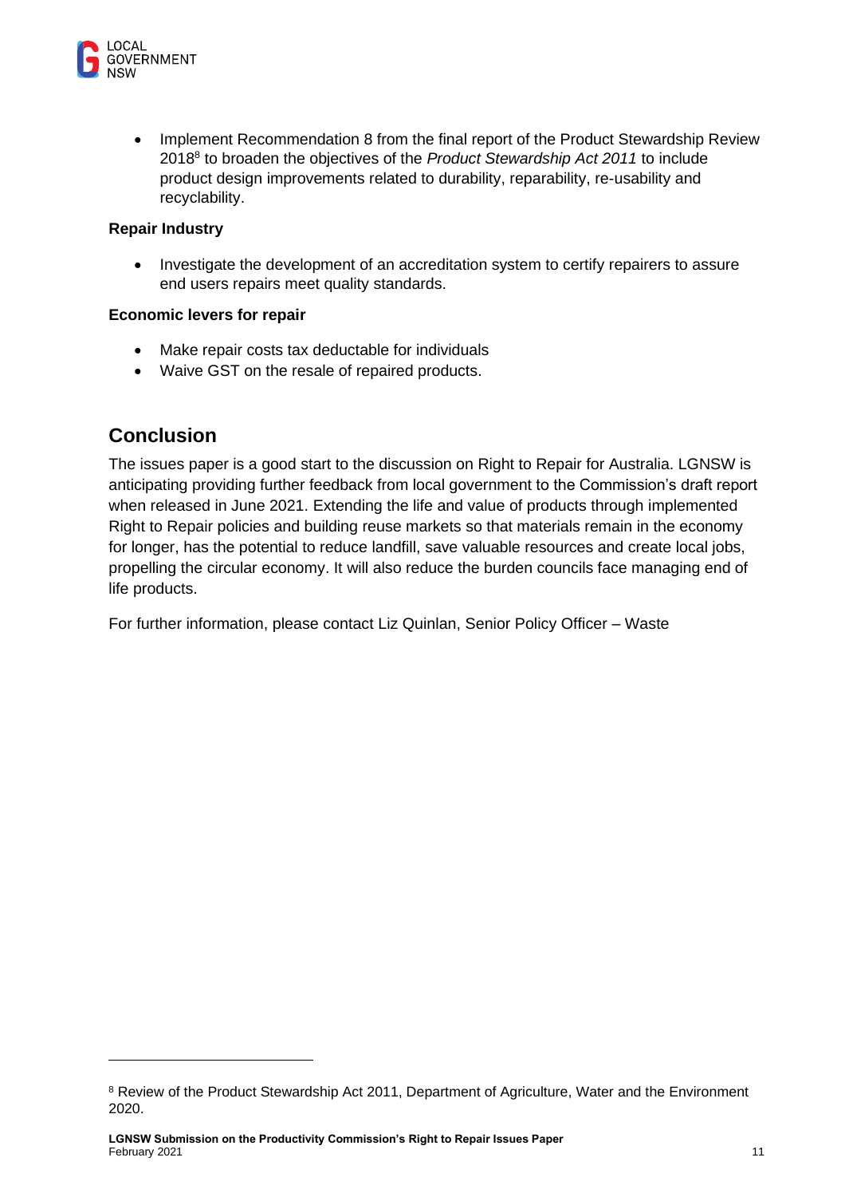- Implement Recommendation 8 from the final report of the Product Stewardship Review 2018[8] to broaden the objectives of the *Product Stewardship Act 2011* to include product design improvements related to durability, reparability, re-usability and recyclability.

**Repair Industry**

- Investigate the development of an accreditation system to certify repairers to assure end users repairs meet quality standards.

**Economic levers for repair**

- Make repair costs tax deductable for individuals
- Waive GST on the resale of repaired products.

## Conclusion

The issues paper is a good start to the discussion on Right to Repair for Australia. LGNSW is anticipating providing further feedback from local government to the Commission's draft report when released in June 2021. Extending the life and value of products through implemented Right to Repair policies and building reuse markets so that materials remain in the economy for longer, has the potential to reduce landfill, save valuable resources and create local jobs, propelling the circular economy. It will also reduce the burden councils face managing end of life products.

For further information, please contact Liz Quinlan, Senior Policy Officer – Waste

---

[8] Review of the Product Stewardship Act 2011, Department of Agriculture, Water and the Environment 2020.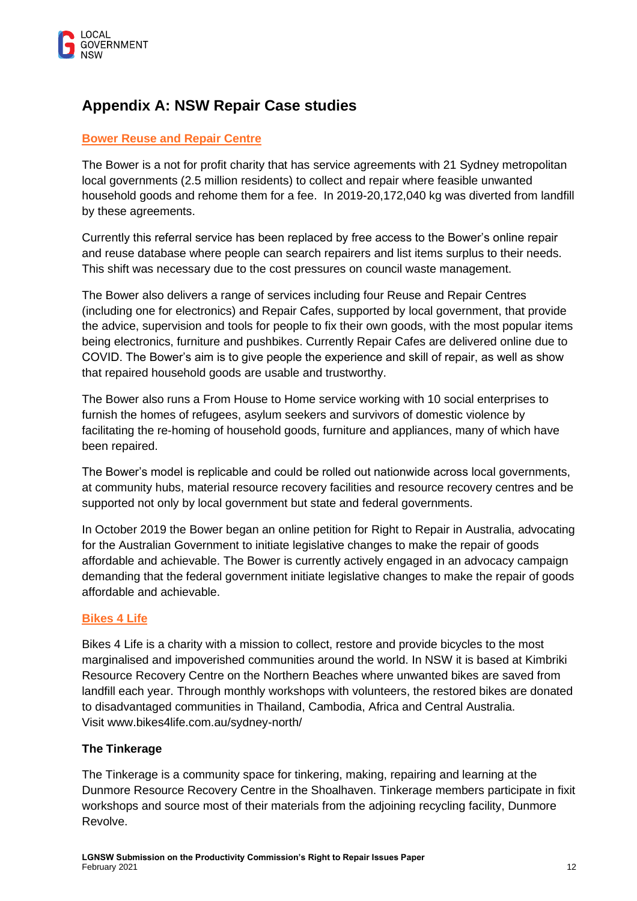## Appendix A: NSW Repair Case studies

### Bower Reuse and Repair Centre

The Bower is a not for profit charity that has service agreements with 21 Sydney metropolitan local governments (2.5 million residents) to collect and repair where feasible unwanted household goods and rehome them for a fee. In 2019-20,172,040 kg was diverted from landfill by these agreements.

Currently this referral service has been replaced by free access to the Bower's online repair and reuse database where people can search repairers and list items surplus to their needs. This shift was necessary due to the cost pressures on council waste management.

The Bower also delivers a range of services including four Reuse and Repair Centres (including one for electronics) and Repair Cafes, supported by local government, that provide the advice, supervision and tools for people to fix their own goods, with the most popular items being electronics, furniture and pushbikes. Currently Repair Cafes are delivered online due to COVID. The Bower's aim is to give people the experience and skill of repair, as well as show that repaired household goods are usable and trustworthy.

The Bower also runs a From House to Home service working with 10 social enterprises to furnish the homes of refugees, asylum seekers and survivors of domestic violence by facilitating the re-homing of household goods, furniture and appliances, many of which have been repaired.

The Bower's model is replicable and could be rolled out nationwide across local governments, at community hubs, material resource recovery facilities and resource recovery centres and be supported not only by local government but state and federal governments.

In October 2019 the Bower began an online petition for Right to Repair in Australia, advocating for the Australian Government to initiate legislative changes to make the repair of goods affordable and achievable. The Bower is currently actively engaged in an advocacy campaign demanding that the federal government initiate legislative changes to make the repair of goods affordable and achievable.

### Bikes 4 Life

Bikes 4 Life is a charity with a mission to collect, restore and provide bicycles to the most marginalised and impoverished communities around the world. In NSW it is based at Kimbriki Resource Recovery Centre on the Northern Beaches where unwanted bikes are saved from landfill each year. Through monthly workshops with volunteers, the restored bikes are donated to disadvantaged communities in Thailand, Cambodia, Africa and Central Australia.
Visit www.bikes4life.com.au/sydney-north/

### The Tinkerage

The Tinkerage is a community space for tinkering, making, repairing and learning at the Dunmore Resource Recovery Centre in the Shoalhaven. Tinkerage members participate in fixit workshops and source most of their materials from the adjoining recycling facility, Dunmore Revolve.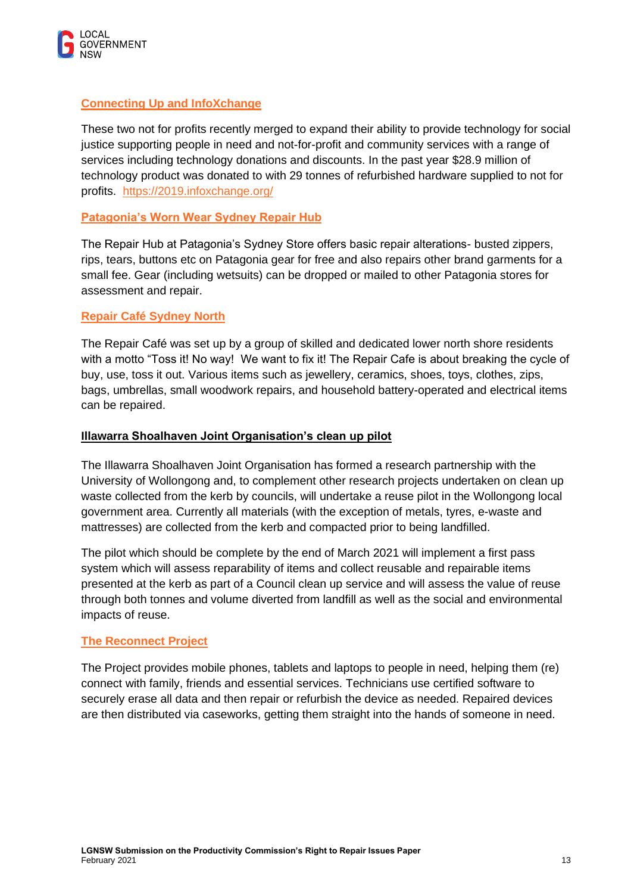### [Connecting Up and InfoXchange]

These two not for profits recently merged to expand their ability to provide technology for social justice supporting people in need and not-for-profit and community services with a range of services including technology donations and discounts. In the past year $28.9 million of technology product was donated to with 29 tonnes of refurbished hardware supplied to not for profits. https://2019.infoxchange.org/

### [Patagonia's Worn Wear Sydney Repair Hub]

The Repair Hub at Patagonia's Sydney Store offers basic repair alterations- busted zippers, rips, tears, buttons etc on Patagonia gear for free and also repairs other brand garments for a small fee. Gear (including wetsuits) can be dropped or mailed to other Patagonia stores for assessment and repair.

### [Repair Café Sydney North]

The Repair Café was set up by a group of skilled and dedicated lower north shore residents with a motto "Toss it! No way! We want to fix it! The Repair Cafe is about breaking the cycle of buy, use, toss it out. Various items such as jewellery, ceramics, shoes, toys, clothes, zips, bags, umbrellas, small woodwork repairs, and household battery-operated and electrical items can be repaired.

### Illawarra Shoalhaven Joint Organisation's clean up pilot

The Illawarra Shoalhaven Joint Organisation has formed a research partnership with the University of Wollongong and, to complement other research projects undertaken on clean up waste collected from the kerb by councils, will undertake a reuse pilot in the Wollongong local government area. Currently all materials (with the exception of metals, tyres, e-waste and mattresses) are collected from the kerb and compacted prior to being landfilled.

The pilot which should be complete by the end of March 2021 will implement a first pass system which will assess reparability of items and collect reusable and repairable items presented at the kerb as part of a Council clean up service and will assess the value of reuse through both tonnes and volume diverted from landfill as well as the social and environmental impacts of reuse.

### [The Reconnect Project]

The Project provides mobile phones, tablets and laptops to people in need, helping them (re) connect with family, friends and essential services. Technicians use certified software to securely erase all data and then repair or refurbish the device as needed. Repaired devices are then distributed via caseworks, getting them straight into the hands of someone in need.